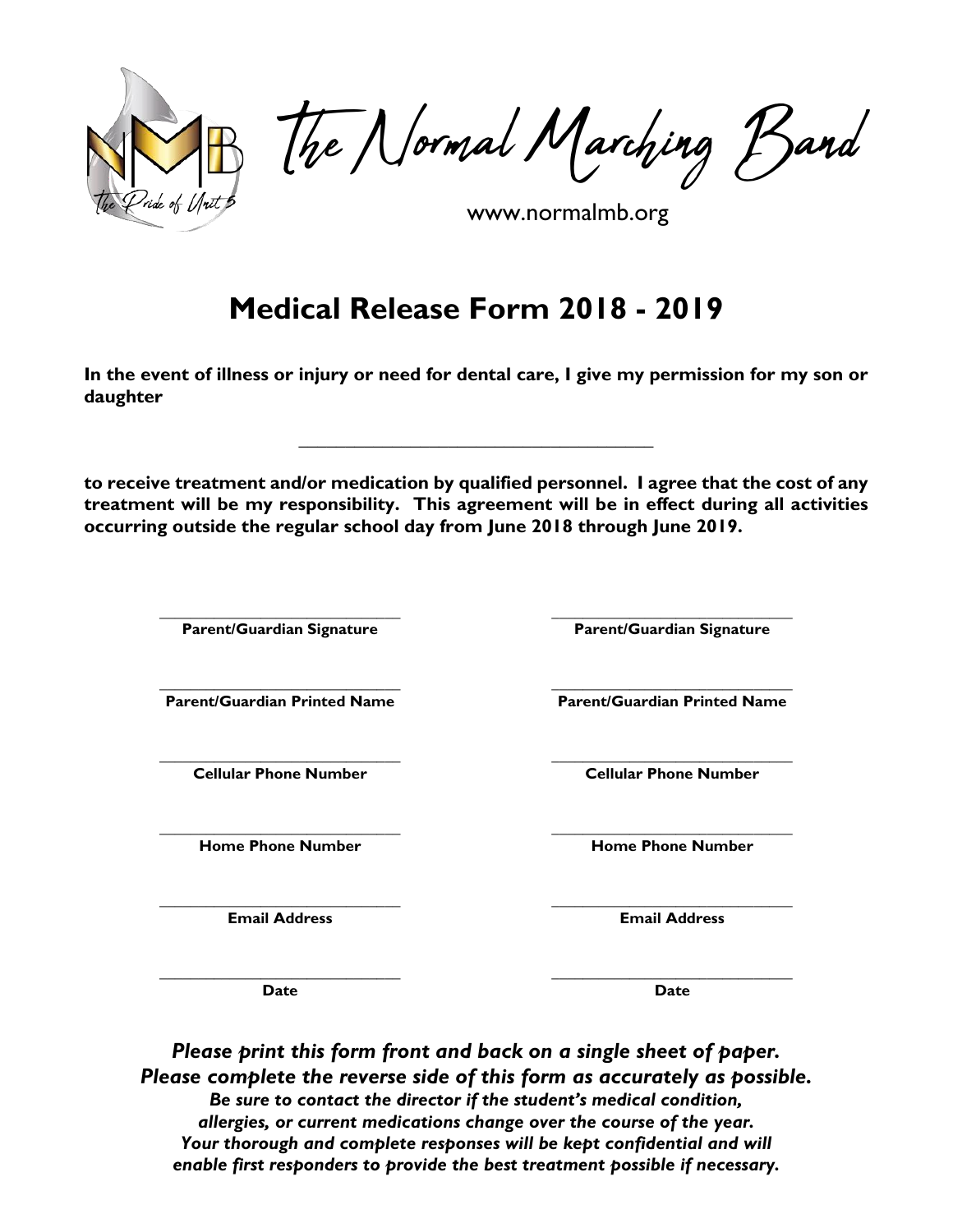The Normal Marching Band

www.normalmb.org

# Medical Release Form 2018 - 2019

**In the event of illness or injury or need for dental care, I give my permission for my son or daughter**

\_\_\_\_\_\_\_\_\_\_\_\_\_\_\_\_\_\_\_\_\_\_\_\_\_\_\_\_\_\_\_\_\_\_\_\_\_\_\_

**to receive treatment and/or medication by qualified personnel. I agree that the cost of any treatment will be my responsibility. This agreement will be in effect during all activities occurring outside the regular school day from June 2018 through June 2019.**

| | |
|---|---|
| \_\_\_\_\_\_\_\_\_\_\_\_\_\_\_\_\_\_\_\_\_\_\_\_\_\_ | \_\_\_\_\_\_\_\_\_\_\_\_\_\_\_\_\_\_\_\_\_\_\_\_\_\_ |
| **Parent/Guardian Signature** | **Parent/Guardian Signature** |
| \_\_\_\_\_\_\_\_\_\_\_\_\_\_\_\_\_\_\_\_\_\_\_\_\_\_ | \_\_\_\_\_\_\_\_\_\_\_\_\_\_\_\_\_\_\_\_\_\_\_\_\_\_ |
| **Parent/Guardian Printed Name** | **Parent/Guardian Printed Name** |
| \_\_\_\_\_\_\_\_\_\_\_\_\_\_\_\_\_\_\_\_\_\_\_\_\_\_ | \_\_\_\_\_\_\_\_\_\_\_\_\_\_\_\_\_\_\_\_\_\_\_\_\_\_ |
| **Cellular Phone Number** | **Cellular Phone Number** |
| \_\_\_\_\_\_\_\_\_\_\_\_\_\_\_\_\_\_\_\_\_\_\_\_\_\_ | \_\_\_\_\_\_\_\_\_\_\_\_\_\_\_\_\_\_\_\_\_\_\_\_\_\_ |
| **Home Phone Number** | **Home Phone Number** |
| \_\_\_\_\_\_\_\_\_\_\_\_\_\_\_\_\_\_\_\_\_\_\_\_\_\_ | \_\_\_\_\_\_\_\_\_\_\_\_\_\_\_\_\_\_\_\_\_\_\_\_\_\_ |
| **Email Address** | **Email Address** |
| \_\_\_\_\_\_\_\_\_\_\_\_\_\_\_\_\_\_\_\_\_\_\_\_\_\_ | \_\_\_\_\_\_\_\_\_\_\_\_\_\_\_\_\_\_\_\_\_\_\_\_\_\_ |
| **Date** | **Date** |

***Please print this form front and back on a single sheet of paper.***
***Please complete the reverse side of this form as accurately as possible.***
***Be sure to contact the director if the student's medical condition, allergies, or current medications change over the course of the year. Your thorough and complete responses will be kept confidential and will enable first responders to provide the best treatment possible if necessary.***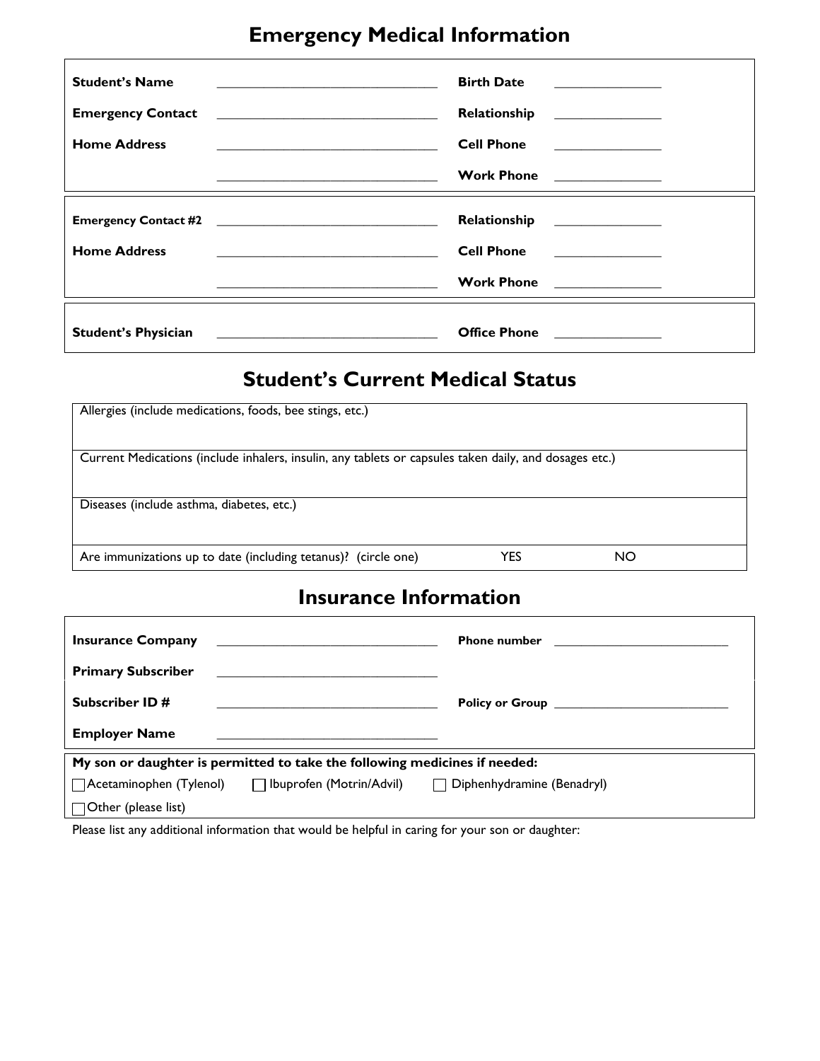# Emergency Medical Information

| | | | |
|---|---|---|---|
| **Student's Name** | ______________________________ | **Birth Date** | ______________ |
| **Emergency Contact** | ______________________________ | **Relationship** | ______________ |
| **Home Address** | ______________________________ | **Cell Phone** | ______________ |
| | ______________________________ | **Work Phone** | ______________ |

| | | | |
|---|---|---|---|
| **Emergency Contact #2** | ______________________________ | **Relationship** | ______________ |
| **Home Address** | ______________________________ | **Cell Phone** | ______________ |
| | ______________________________ | **Work Phone** | ______________ |

| | | | |
|---|---|---|---|
| **Student's Physician** | ______________________________ | **Office Phone** | ______________ |

# Student's Current Medical Status

| | | |
|---|---|---|
| Allergies (include medications, foods, bee stings, etc.) | | |
| Current Medications (include inhalers, insulin, any tablets or capsules taken daily, and dosages etc.) | | |
| Diseases (include asthma, diabetes, etc.) | | |
| Are immunizations up to date (including tetanus)? (circle one) | YES | NO |

# Insurance Information

| | | | |
|---|---|---|---|
| **Insurance Company** | ______________________________ | **Phone number** | ________________________ |
| **Primary Subscriber** | ______________________________ | | |
| **Subscriber ID #** | ______________________________ | **Policy or Group** | ________________________ |
| **Employer Name** | ______________________________ | | |

**My son or daughter is permitted to take the following medicines if needed:**

☐ Acetaminophen (Tylenol) ☐ Ibuprofen (Motrin/Advil) ☐ Diphenhydramine (Benadryl)

☐ Other (please list)

Please list any additional information that would be helpful in caring for your son or daughter: